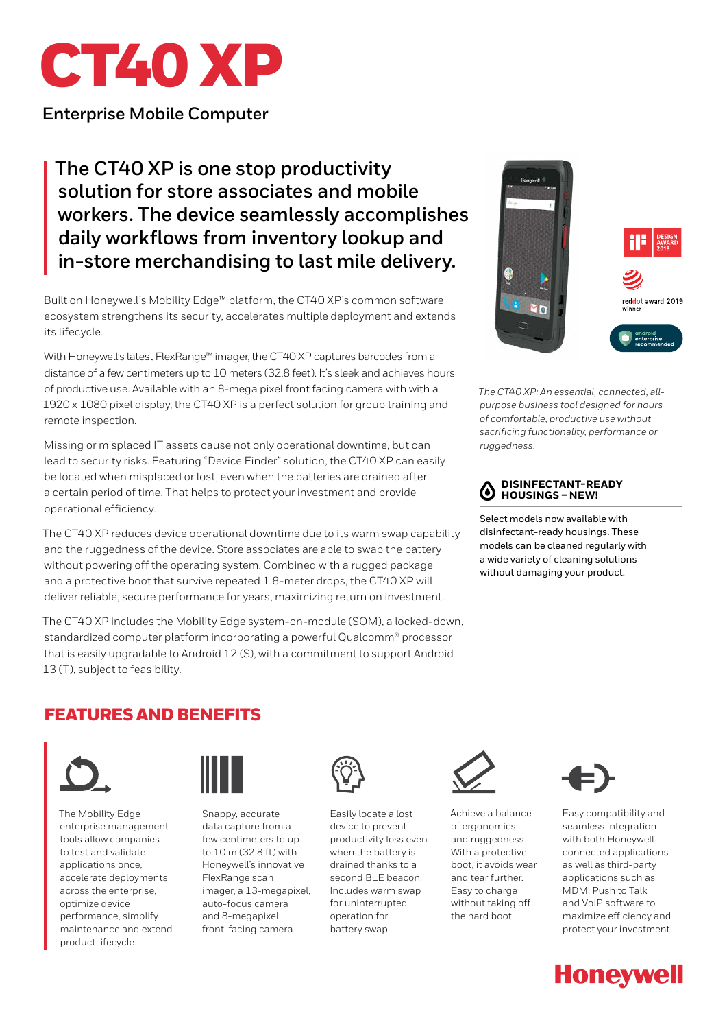# CT40 XP

## Enterprise Mobile Computer

**The CT40 XP is one stop productivity solution for store associates and mobile workers. The device seamlessly accomplishes daily workflows from inventory lookup and in-store merchandising to last mile delivery.**

Built on Honeywell's Mobility Edge™ platform, the CT40 XP's common software ecosystem strengthens its security, accelerates multiple deployment and extends its lifecycle.

With Honeywell's latest FlexRange™ imager, the CT40 XP captures barcodes from a distance of a few centimeters up to 10 meters (32.8 feet). It's sleek and achieves hours of productive use. Available with an 8-mega pixel front facing camera with with a 1920 x 1080 pixel display, the CT40 XP is a perfect solution for group training and remote inspection.

Missing or misplaced IT assets cause not only operational downtime, but can lead to security risks. Featuring "Device Finder" solution, the CT40 XP can easily be located when misplaced or lost, even when the batteries are drained after a certain period of time. That helps to protect your investment and provide operational efficiency.

The CT40 XP reduces device operational downtime due to its warm swap capability and the ruggedness of the device. Store associates are able to swap the battery without powering off the operating system. Combined with a rugged package and a protective boot that survive repeated 1.8-meter drops, the CT40 XP will deliver reliable, secure performance for years, maximizing return on investment.

The CT40 XP includes the Mobility Edge system-on-module (SOM), a locked-down, standardized computer platform incorporating a powerful Qualcomm® processor that is easily upgradable to Android 12 (S), with a commitment to support Android 13 (T), subject to feasibility.

iF DESIGN AWARD 2019

reddot award 2019 winner

android enterprise recommended

*The CT40 XP: An essential, connected, all-purpose business tool designed for hours of comfortable, productive use without sacrificing functionality, performance or ruggedness.*

### DISINFECTANT-READY HOUSINGS – NEW!

Select models now available with disinfectant-ready housings. These models can be cleaned regularly with a wide variety of cleaning solutions without damaging your product.

## FEATURES AND BENEFITS

- The Mobility Edge enterprise management tools allow companies to test and validate applications once, accelerate deployments across the enterprise, optimize device performance, simplify maintenance and extend product lifecycle.
- Snappy, accurate data capture from a few centimeters to up to 10 m (32.8 ft) with Honeywell's innovative FlexRange scan imager, a 13-megapixel, auto-focus camera and 8-megapixel front-facing camera.
- Easily locate a lost device to prevent productivity loss even when the battery is drained thanks to a second BLE beacon. Includes warm swap for uninterrupted operation for battery swap.
- Achieve a balance of ergonomics and ruggedness. With a protective boot, it avoids wear and tear further. Easy to charge without taking off the hard boot.
- Easy compatibility and seamless integration with both Honeywell-connected applications as well as third-party applications such as MDM, Push to Talk and VoIP software to maximize efficiency and protect your investment.

Honeywell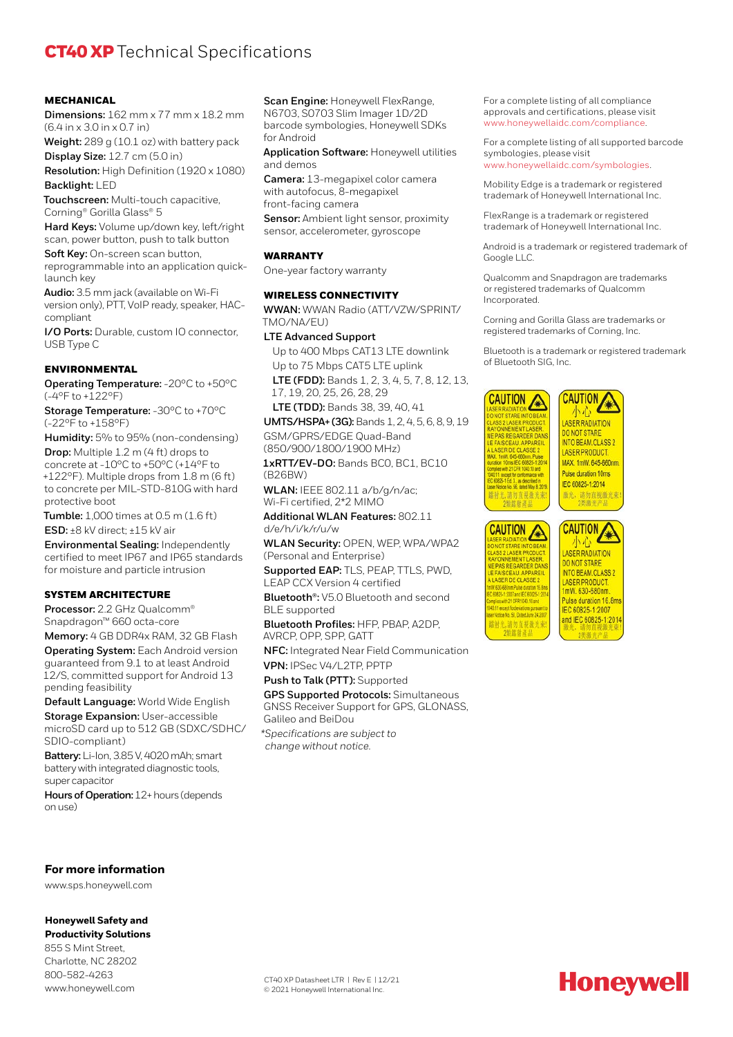# CT40 XP Technical Specifications

## MECHANICAL

**Dimensions:** 162 mm x 77 mm x 18.2 mm (6.4 in x 3.0 in x 0.7 in)

**Weight:** 289 g (10.1 oz) with battery pack

**Display Size:** 12.7 cm (5.0 in)

**Resolution:** High Definition (1920 x 1080)

**Backlight:** LED

**Touchscreen:** Multi-touch capacitive, Corning® Gorilla Glass® 5

**Hard Keys:** Volume up/down key, left/right scan, power button, push to talk button

**Soft Key:** On-screen scan button, reprogrammable into an application quick-launch key

**Audio:** 3.5 mm jack (available on Wi-Fi version only), PTT, VoIP ready, speaker, HAC-compliant

**I/O Ports:** Durable, custom IO connector, USB Type C

## ENVIRONMENTAL

**Operating Temperature:** -20°C to +50°C (-4°F to +122°F)

**Storage Temperature:** -30°C to +70°C (-22°F to +158°F)

**Humidity:** 5% to 95% (non-condensing)

**Drop:** Multiple 1.2 m (4 ft) drops to concrete at -10°C to +50°C (+14°F to +122°F). Multiple drops from 1.8 m (6 ft) to concrete per MIL-STD-810G with hard protective boot

**Tumble:** 1,000 times at 0.5 m (1.6 ft)

**ESD:** ±8 kV direct; ±15 kV air

**Environmental Sealing:** Independently certified to meet IP67 and IP65 standards for moisture and particle intrusion

## SYSTEM ARCHITECTURE

**Processor:** 2.2 GHz Qualcomm® Snapdragon™ 660 octa-core

**Memory:** 4 GB DDR4x RAM, 32 GB Flash

**Operating System:** Each Android version guaranteed from 9.1 to at least Android 12/S, committed support for Android 13 pending feasibility

**Default Language:** World Wide English

**Storage Expansion:** User-accessible microSD card up to 512 GB (SDXC/SDHC/SDIO-compliant)

**Battery:** Li-Ion, 3.85 V, 4020 mAh; smart battery with integrated diagnostic tools, super capacitor

**Hours of Operation:** 12+ hours (depends on use)

**Scan Engine:** Honeywell FlexRange, N6703, S0703 Slim Imager 1D/2D barcode symbologies, Honeywell SDKs for Android

**Application Software:** Honeywell utilities and demos

**Camera:** 13-megapixel color camera with autofocus, 8-megapixel front-facing camera

**Sensor:** Ambient light sensor, proximity sensor, accelerometer, gyroscope

## WARRANTY

One-year factory warranty

## WIRELESS CONNECTIVITY

**WWAN:** WWAN Radio (ATT/VZW/SPRINT/TMO/NA/EU)

**LTE Advanced Support**

- Up to 400 Mbps CAT13 LTE downlink
- Up to 75 Mbps CAT5 LTE uplink
- **LTE (FDD):** Bands 1, 2, 3, 4, 5, 7, 8, 12, 13, 17, 19, 20, 25, 26, 28, 29
- **LTE (TDD):** Bands 38, 39, 40, 41

**UMTS/HSPA+ (3G):** Bands 1, 2, 4, 5, 6, 8, 9, 19

GSM/GPRS/EDGE Quad-Band (850/900/1800/1900 MHz)

**1xRTT/EV-DO:** Bands BC0, BC1, BC10 (B26BW)

**WLAN:** IEEE 802.11 a/b/g/n/ac; Wi-Fi certified, 2*2 MIMO

**Additional WLAN Features:** 802.11 d/e/h/i/k/r/u/w

**WLAN Security:** OPEN, WEP, WPA/WPA2 (Personal and Enterprise)

**Supported EAP:** TLS, PEAP, TTLS, PWD, LEAP CCX Version 4 certified

**Bluetooth®:** V5.0 Bluetooth and second BLE supported

**Bluetooth Profiles:** HFP, PBAP, A2DP, AVRCP, OPP, SPP, GATT

**NFC:** Integrated Near Field Communication

**VPN:** IPSec V4/L2TP, PPTP

**Push to Talk (PTT):** Supported

**GPS Supported Protocols:** Simultaneous GNSS Receiver Support for GPS, GLONASS, Galileo and BeiDou

*\*Specifications are subject to change without notice.*

For a complete listing of all compliance approvals and certifications, please visit www.honeywellaidc.com/compliance.

For a complete listing of all supported barcode symbologies, please visit www.honeywellaidc.com/symbologies.

Mobility Edge is a trademark or registered trademark of Honeywell International Inc.

FlexRange is a trademark or registered trademark of Honeywell International Inc.

Android is a trademark or registered trademark of Google LLC.

Qualcomm and Snapdragon are trademarks or registered trademarks of Qualcomm Incorporated.

Corning and Gorilla Glass are trademarks or registered trademarks of Corning, Inc.

Bluetooth is a trademark or registered trademark of Bluetooth SIG, Inc.

CAUTION
LASER RADIATION
DO NOT STARE INTO BEAM.
CLASS 2 LASER PRODUCT.
RAYONNEMENT LASER.
NE PAS REGARDER DANS LE FAISCEAU. APPAREIL À LASER DE CLASSE 2
MAX. 1mW, 645-660nm. Pulse duration: 10ms IEC 60825-1:2014
Complies with 21 CFR 1040.10 and 1040.11 except for conformance with IEC 60825-1 Ed. 3., as described in Laser Notice No. 56, dated May 8, 2019.
鐳射光，請勿直視激光束！
2類鐳射產品

CAUTION
小心
LASER RADIATION
DO NOT STARE INTO BEAM. CLASS 2 LASER PRODUCT.
MAX. 1mW, 645-660nm.
Pulse duration 10ms
IEC 60825-1:2014
激光，请勿直视激光束！
2类激光产品

CAUTION
LASER RADIATION
DO NOT STARE INTO BEAM.
CLASS 2 LASER PRODUCT.
RAYONNEMENT LASER.
NE PAS REGARDER DANS LE FAISCEAU. APPAREIL À LASER DE CLASSE 2
1mW 630-680nm Pulse duration 16.8ms IEC 60825-1:2007 and IEC 60825-1:2014
Complies with 21 CFR 1040.10 and 1040.11 except for deviations pursuant to Laser Notice No. 50, Dated June 24 2007
鐳射光，請勿直視激光束！
2類鐳射產品

CAUTION
小心
LASER RADIATION
DO NOT STARE INTO BEAM. CLASS 2 LASER PRODUCT.
1mW, 630-680nm.
Pulse duration 16.8ms
IEC 60825-1:2007 and IEC 60825-1:2014
激光，请勿直视激光束！
2类激光产品

## For more information

www.sps.honeywell.com

**Honeywell Safety and Productivity Solutions**
855 S Mint Street,
Charlotte, NC 28202
800-582-4263
www.honeywell.com

CT40 XP Datasheet LTR | Rev E | 12/21
© 2021 Honeywell International Inc.

Honeywell